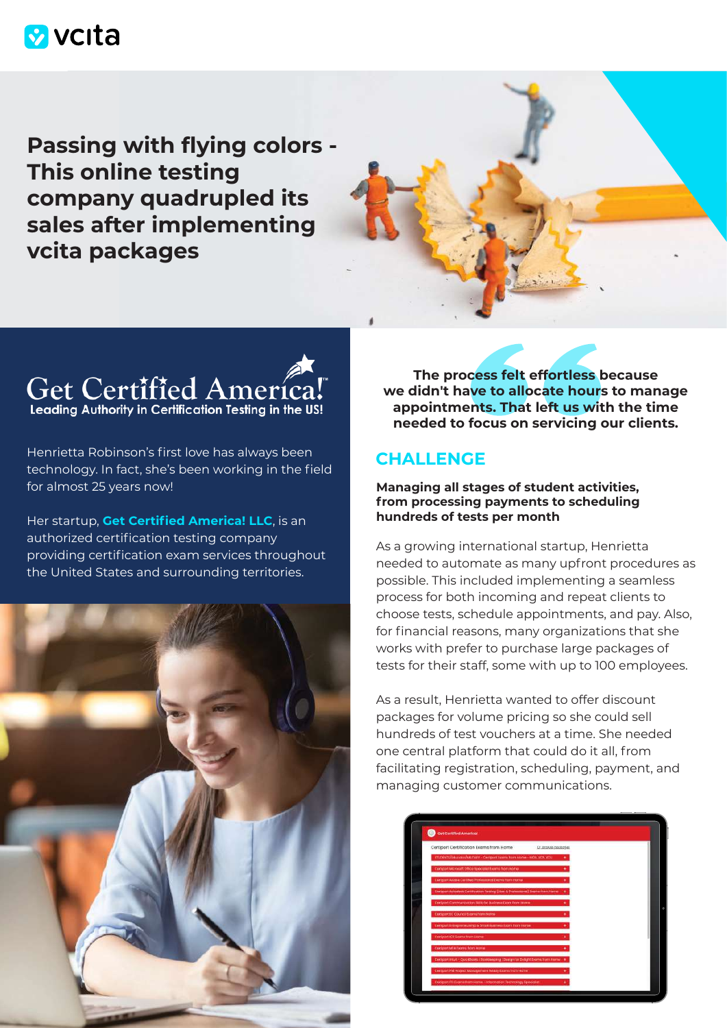vcita

# Passing with flying colors - This online testing company quadrupled its sales after implementing vcita packages

Get Certified America!™

Leading Authority in Certification Testing in the US!

Henrietta Robinson's first love has always been technology. In fact, she's been working in the field for almost 25 years now!

Her startup, **Get Certified America! LLC**, is an authorized certification testing company providing certification exam services throughout the United States and surrounding territories.

**The process felt effortless because we didn't have to allocate hours to manage appointments. That left us with the time needed to focus on servicing our clients.**

## CHALLENGE

**Managing all stages of student activities, from processing payments to scheduling hundreds of tests per month**

As a growing international startup, Henrietta needed to automate as many upfront procedures as possible. This included implementing a seamless process for both incoming and repeat clients to choose tests, schedule appointments, and pay. Also, for financial reasons, many organizations that she works with prefer to purchase large packages of tests for their staff, some with up to 100 employees.

As a result, Henrietta wanted to offer discount packages for volume pricing so she could sell hundreds of test vouchers at a time. She needed one central platform that could do it all, from facilitating registration, scheduling, payment, and managing customer communications.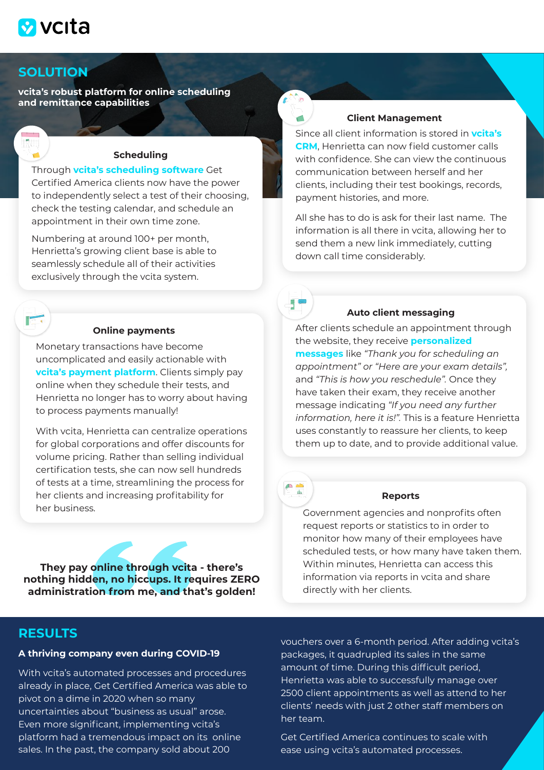## SOLUTION

**vcita's robust platform for online scheduling and remittance capabilities**

### Scheduling

Through **vcita's scheduling software** Get Certified America clients now have the power to independently select a test of their choosing, check the testing calendar, and schedule an appointment in their own time zone.

Numbering at around 100+ per month, Henrietta's growing client base is able to seamlessly schedule all of their activities exclusively through the vcita system.

### Online payments

Monetary transactions have become uncomplicated and easily actionable with **vcita's payment platform**. Clients simply pay online when they schedule their tests, and Henrietta no longer has to worry about having to process payments manually!

With vcita, Henrietta can centralize operations for global corporations and offer discounts for volume pricing. Rather than selling individual certification tests, she can now sell hundreds of tests at a time, streamlining the process for her clients and increasing profitability for her business.

**They pay online through vcita - there's nothing hidden, no hiccups. It requires ZERO administration from me, and that's golden!**

### Client Management

Since all client information is stored in **vcita's CRM**, Henrietta can now field customer calls with confidence. She can view the continuous communication between herself and her clients, including their test bookings, records, payment histories, and more.

All she has to do is ask for their last name. The information is all there in vcita, allowing her to send them a new link immediately, cutting down call time considerably.

### Auto client messaging

After clients schedule an appointment through the website, they receive **personalized messages** like *"Thank you for scheduling an appointment" or "Here are your exam details"*, and *"This is how you reschedule"*. Once they have taken their exam, they receive another message indicating *"If you need any further information, here it is!"*. This is a feature Henrietta uses constantly to reassure her clients, to keep them up to date, and to provide additional value.

### Reports

Government agencies and nonprofits often request reports or statistics to in order to monitor how many of their employees have scheduled tests, or how many have taken them. Within minutes, Henrietta can access this information via reports in vcita and share directly with her clients.

## RESULTS

**A thriving company even during COVID-19**

With vcita's automated processes and procedures already in place, Get Certified America was able to pivot on a dime in 2020 when so many uncertainties about "business as usual" arose. Even more significant, implementing vcita's platform had a tremendous impact on its online sales. In the past, the company sold about 200 vouchers over a 6-month period. After adding vcita's packages, it quadrupled its sales in the same amount of time. During this difficult period, Henrietta was able to successfully manage over 2500 client appointments as well as attend to her clients' needs with just 2 other staff members on her team.

Get Certified America continues to scale with ease using vcita's automated processes.